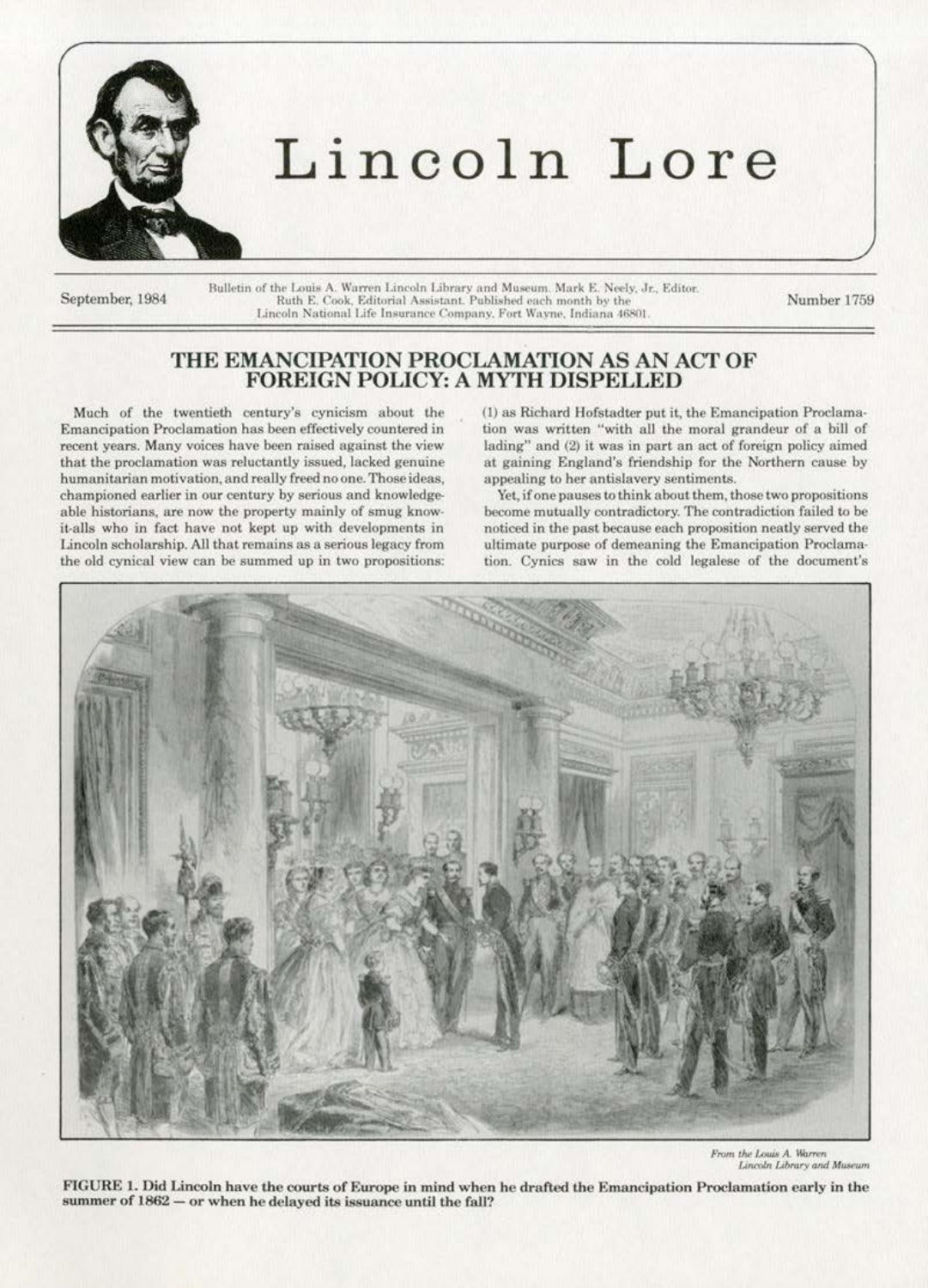# Lincoln Lore

September, 1984

Bulletin of the Louis A. Warren Lincoln Library and Museum. Mark E. Neely, Jr., Editor. Ruth E. Cook, Editorial Assistant. Published each month by the Lincoln National Life Insurance Company, Fort Wayne, Indiana 46801.

Number 1759

## THE EMANCIPATION PROCLAMATION AS AN ACT OF FOREIGN POLICY: A MYTH DISPELLED

Much of the twentieth century's cynicism about the Emancipation Proclamation has been effectively countered in recent years. Many voices have been raised against the view that the proclamation was reluctantly issued, lacked genuine humanitarian motivation, and really freed no one. Those ideas, championed earlier in our century by serious and knowledgeable historians, are now the property mainly of smug know-it-alls who in fact have not kept up with developments in Lincoln scholarship. All that remains as a serious legacy from the old cynical view can be summed up in two propositions: (1) as Richard Hofstadter put it, the Emancipation Proclamation was written "with all the moral grandeur of a bill of lading" and (2) it was in part an act of foreign policy aimed at gaining England's friendship for the Northern cause by appealing to her antislavery sentiments.

Yet, if one pauses to think about them, those two propositions become mutually contradictory. The contradiction failed to be noticed in the past because each proposition neatly served the ultimate purpose of demeaning the Emancipation Proclamation. Cynics saw in the cold legalese of the document's

*From the Louis A. Warren Lincoln Library and Museum*

**FIGURE 1. Did Lincoln have the courts of Europe in mind when he drafted the Emancipation Proclamation early in the summer of 1862 — or when he delayed its issuance until the fall?**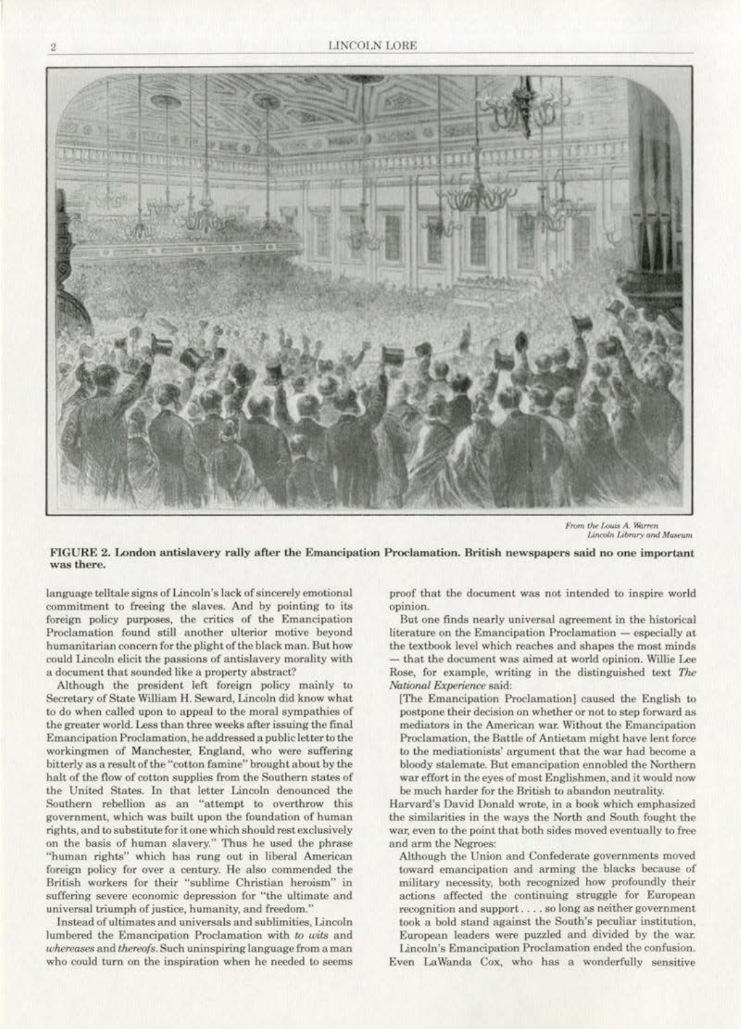From the Louis A. Warren Lincoln Library and Museum

**FIGURE 2. London antislavery rally after the Emancipation Proclamation. British newspapers said no one important was there.**

language telltale signs of Lincoln's lack of sincerely emotional commitment to freeing the slaves. And by pointing to its foreign policy purposes, the critics of the Emancipation Proclamation found still another ulterior motive beyond humanitarian concern for the plight of the black man. But how could Lincoln elicit the passions of antislavery morality with a document that sounded like a property abstract?

Although the president left foreign policy mainly to Secretary of State William H. Seward, Lincoln did know what to do when called upon to appeal to the moral sympathies of the greater world. Less than three weeks after issuing the final Emancipation Proclamation, he addressed a public letter to the workingmen of Manchester, England, who were suffering bitterly as a result of the "cotton famine" brought about by the halt of the flow of cotton supplies from the Southern states of the United States. In that letter Lincoln denounced the Southern rebellion as an "attempt to overthrow this government, which was built upon the foundation of human rights, and to substitute for it one which should rest exclusively on the basis of human slavery." Thus he used the phrase "human rights" which has rung out in liberal American foreign policy for over a century. He also commended the British workers for their "sublime Christian heroism" in suffering severe economic depression for "the ultimate and universal triumph of justice, humanity, and freedom."

Instead of ultimates and universals and sublimities, Lincoln lumbered the Emancipation Proclamation with *to wits* and *whereases* and *thereofs*. Such uninspiring language from a man who could turn on the inspiration when he needed to seems proof that the document was not intended to inspire world opinion.

But one finds nearly universal agreement in the historical literature on the Emancipation Proclamation — especially at the textbook level which reaches and shapes the most minds — that the document was aimed at world opinion. Willie Lee Rose, for example, writing in the distinguished text *The National Experience* said:

> [The Emancipation Proclamation] caused the English to postpone their decision on whether or not to step forward as mediators in the American war. Without the Emancipation Proclamation, the Battle of Antietam might have lent force to the mediationists' argument that the war had become a bloody stalemate. But emancipation ennobled the Northern war effort in the eyes of most Englishmen, and it would now be much harder for the British to abandon neutrality.

Harvard's David Donald wrote, in a book which emphasized the similarities in the ways the North and South fought the war, even to the point that both sides moved eventually to free and arm the Negroes:

> Although the Union and Confederate governments moved toward emancipation and arming the blacks because of military necessity, both recognized how profoundly their actions affected the continuing struggle for European recognition and support. . . . so long as neither government took a bold stand against the South's peculiar institution, European leaders were puzzled and divided by the war. Lincoln's Emancipation Proclamation ended the confusion.

Even LaWanda Cox, who has a wonderfully sensitive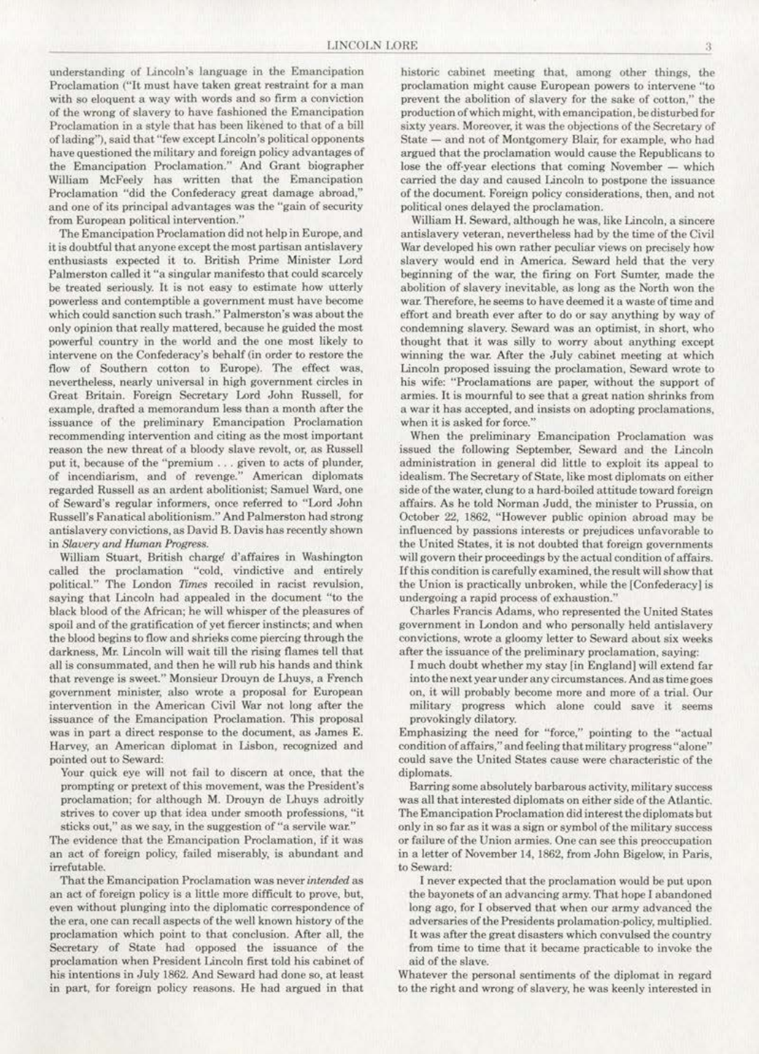understanding of Lincoln's language in the Emancipation Proclamation ("It must have taken great restraint for a man with so eloquent a way with words and so firm a conviction of the wrong of slavery to have fashioned the Emancipation Proclamation in a style that has been likened to that of a bill of lading"), said that "few except Lincoln's political opponents have questioned the military and foreign policy advantages of the Emancipation Proclamation." And Grant biographer William McFeely has written that the Emancipation Proclamation "did the Confederacy great damage abroad," and one of its principal advantages was the "gain of security from European political intervention."

The Emancipation Proclamation did not help in Europe, and it is doubtful that anyone except the most partisan antislavery enthusiasts expected it to. British Prime Minister Lord Palmerston called it "a singular manifesto that could scarcely be treated seriously. It is not easy to estimate how utterly powerless and contemptible a government must have become which could sanction such trash." Palmerston's was about the only opinion that really mattered, because he guided the most powerful country in the world and the one most likely to intervene on the Confederacy's behalf (in order to restore the flow of Southern cotton to Europe). The effect was, nevertheless, nearly universal in high government circles in Great Britain. Foreign Secretary Lord John Russell, for example, drafted a memorandum less than a month after the issuance of the preliminary Emancipation Proclamation recommending intervention and citing as the most important reason the new threat of a bloody slave revolt, or, as Russell put it, because of the "premium . . . given to acts of plunder, of incendiarism, and of revenge." American diplomats regarded Russell as an ardent abolitionist; Samuel Ward, one of Seward's regular informers, once referred to "Lord John Russell's Fanatical abolitionism." And Palmerston had strong antislavery convictions, as David B. Davis has recently shown in *Slavery and Human Progress*.

William Stuart, British chargé d'affaires in Washington called the proclamation "cold, vindictive and entirely political." The London *Times* recoiled in racist revulsion, saying that Lincoln had appealed in the document "to the black blood of the African; he will whisper of the pleasures of spoil and of the gratification of yet fiercer instincts; and when the blood begins to flow and shrieks come piercing through the darkness, Mr. Lincoln will wait till the rising flames tell that all is consummated, and then he will rub his hands and think that revenge is sweet." Monsieur Drouyn de Lhuys, a French government minister, also wrote a proposal for European intervention in the American Civil War not long after the issuance of the Emancipation Proclamation. This proposal was in part a direct response to the document, as James E. Harvey, an American diplomat in Lisbon, recognized and pointed out to Seward:

> Your quick eye will not fail to discern at once, that the prompting or pretext of this movement, was the President's proclamation; for although M. Drouyn de Lhuys adroitly strives to cover up that idea under smooth professions, "it sticks out," as we say, in the suggestion of "a servile war."

The evidence that the Emancipation Proclamation, if it was an act of foreign policy, failed miserably, is abundant and irrefutable.

That the Emancipation Proclamation was never *intended* as an act of foreign policy is a little more difficult to prove, but, even without plunging into the diplomatic correspondence of the era, one can recall aspects of the well known history of the proclamation which point to that conclusion. After all, the Secretary of State had opposed the issuance of the proclamation when President Lincoln first told his cabinet of his intentions in July 1862. And Seward had done so, at least in part, for foreign policy reasons. He had argued in that historic cabinet meeting that, among other things, the proclamation might cause European powers to intervene "to prevent the abolition of slavery for the sake of cotton," the production of which might, with emancipation, be disturbed for sixty years. Moreover, it was the objections of the Secretary of State — and not of Montgomery Blair, for example, who had argued that the proclamation would cause the Republicans to lose the off-year elections that coming November — which carried the day and caused Lincoln to postpone the issuance of the document. Foreign policy considerations, then, and not political ones delayed the proclamation.

William H. Seward, although he was, like Lincoln, a sincere antislavery veteran, nevertheless had by the time of the Civil War developed his own rather peculiar views on precisely how slavery would end in America. Seward held that the very beginning of the war, the firing on Fort Sumter, made the abolition of slavery inevitable, as long as the North won the war. Therefore, he seems to have deemed it a waste of time and effort and breath ever after to do or say anything by way of condemning slavery. Seward was an optimist, in short, who thought that it was silly to worry about anything except winning the war. After the July cabinet meeting at which Lincoln proposed issuing the proclamation, Seward wrote to his wife: "Proclamations are paper, without the support of armies. It is mournful to see that a great nation shrinks from a war it has accepted, and insists on adopting proclamations, when it is asked for force."

When the preliminary Emancipation Proclamation was issued the following September, Seward and the Lincoln administration in general did little to exploit its appeal to idealism. The Secretary of State, like most diplomats on either side of the water, clung to a hard-boiled attitude toward foreign affairs. As he told Norman Judd, the minister to Prussia, on October 22, 1862, "However public opinion abroad may be influenced by passions interests or prejudices unfavorable to the United States, it is not doubted that foreign governments will govern their proceedings by the actual condition of affairs. If this condition is carefully examined, the result will show that the Union is practically unbroken, while the [Confederacy] is undergoing a rapid process of exhaustion."

Charles Francis Adams, who represented the United States government in London and who personally held antislavery convictions, wrote a gloomy letter to Seward about six weeks after the issuance of the preliminary proclamation, saying:

> I much doubt whether my stay [in England] will extend far into the next year under any circumstances. And as time goes on, it will probably become more and more of a trial. Our military progress which alone could save it seems provokingly dilatory.

Emphasizing the need for "force," pointing to the "actual condition of affairs," and feeling that military progress "alone" could save the United States cause were characteristic of the diplomats.

Barring some absolutely barbarous activity, military success was all that interested diplomats on either side of the Atlantic. The Emancipation Proclamation did interest the diplomats but only in so far as it was a sign or symbol of the military success or failure of the Union armies. One can see this preoccupation in a letter of November 14, 1862, from John Bigelow, in Paris, to Seward:

> I never expected that the proclamation would be put upon the bayonets of an advancing army. That hope I abandoned long ago, for I observed that when our army advanced the adversaries of the Presidents prolamation-policy, multiplied. It was after the great disasters which convulsed the country from time to time that it became practicable to invoke the aid of the slave.

Whatever the personal sentiments of the diplomat in regard to the right and wrong of slavery, he was keenly interested in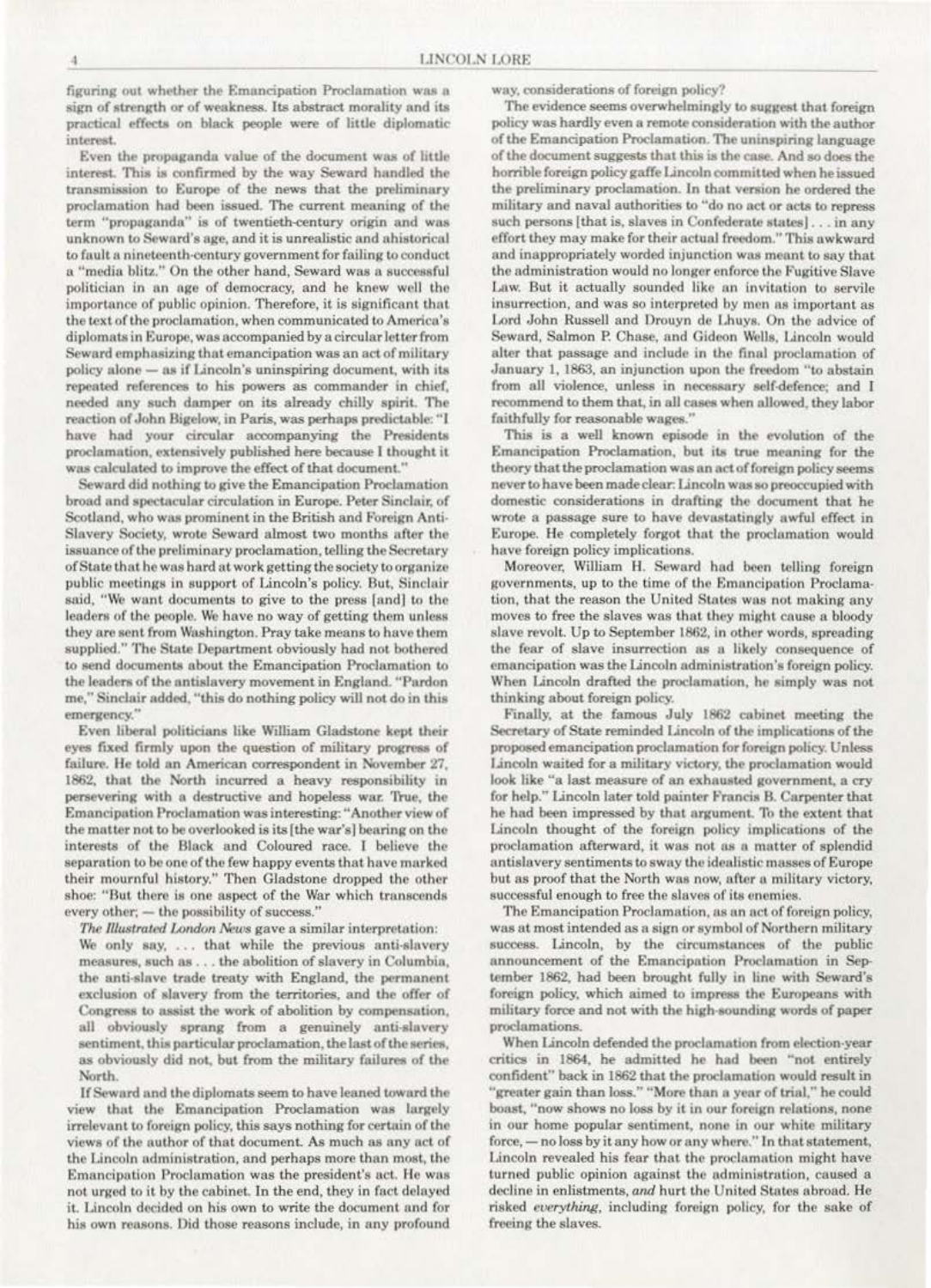figuring out whether the Emancipation Proclamation was a sign of strength or of weakness. Its abstract morality and its practical effects on black people were of little diplomatic interest.

Even the propaganda value of the document was of little interest. This is confirmed by the way Seward handled the transmission to Europe of the news that the preliminary proclamation had been issued. The current meaning of the term "propaganda" is of twentieth-century origin and was unknown to Seward's age, and it is unrealistic and ahistorical to fault a nineteenth-century government for failing to conduct a "media blitz." On the other hand, Seward was a successful politician in an age of democracy, and he knew well the importance of public opinion. Therefore, it is significant that the text of the proclamation, when communicated to America's diplomats in Europe, was accompanied by a circular letter from Seward emphasizing that emancipation was an act of military policy alone — as if Lincoln's uninspiring document, with its repeated references to his powers as commander in chief, needed any such damper on its already chilly spirit. The reaction of John Bigelow, in Paris, was perhaps predictable: "I have had your circular accompanying the Presidents proclamation, extensively published here because I thought it was calculated to improve the effect of that document."

Seward did nothing to give the Emancipation Proclamation broad and spectacular circulation in Europe. Peter Sinclair, of Scotland, who was prominent in the British and Foreign Anti-Slavery Society, wrote Seward almost two months after the issuance of the preliminary proclamation, telling the Secretary of State that he was hard at work getting the society to organize public meetings in support of Lincoln's policy. But, Sinclair said, "We want documents to give to the press [and] to the leaders of the people. We have no way of getting them unless they are sent from Washington. Pray take means to have them supplied." The State Department obviously had not bothered to send documents about the Emancipation Proclamation to the leaders of the antislavery movement in England. "Pardon me," Sinclair added, "this do nothing policy will not do in this emergency."

Even liberal politicians like William Gladstone kept their eyes fixed firmly upon the question of military progress of failure. He told an American correspondent in November 27, 1862, that the North incurred a heavy responsibility in persevering with a destructive and hopeless war. True, the Emancipation Proclamation was interesting: "Another view of the matter not to be overlooked is its [the war's] bearing on the interests of the Black and Coloured race. I believe the separation to be one of the few happy events that have marked their mournful history." Then Gladstone dropped the other shoe: "But there is one aspect of the War which transcends every other; — the possibility of success."

*The Illustrated London News* gave a similar interpretation:

> We only say, . . . that while the previous anti-slavery measures, such as . . . the abolition of slavery in Columbia, the anti-slave trade treaty with England, the permanent exclusion of slavery from the territories, and the offer of Congress to assist the work of abolition by compensation, all obviously sprang from a genuinely anti-slavery sentiment, this particular proclamation, the last of the series, as obviously did not, but from the military failures of the North.

If Seward and the diplomats seem to have leaned toward the view that the Emancipation Proclamation was largely irrelevant to foreign policy, this says nothing for certain of the views of the author of that document. As much as any act of the Lincoln administration, and perhaps more than most, the Emancipation Proclamation was the president's act. He was not urged to it by the cabinet. In the end, they in fact delayed it. Lincoln decided on his own to write the document and for his own reasons. Did those reasons include, in any profound way, considerations of foreign policy?

The evidence seems overwhelmingly to suggest that foreign policy was hardly even a remote consideration with the author of the Emancipation Proclamation. The uninspiring language of the document suggests that this is the case. And so does the horrible foreign policy gaffe Lincoln committed when he issued the preliminary proclamation. In that version he ordered the military and naval authorities to "do no act or acts to repress such persons [that is, slaves in Confederate states] . . . in any effort they may make for their actual freedom." This awkward and inappropriately worded injunction was meant to say that the administration would no longer enforce the Fugitive Slave Law. But it actually sounded like an invitation to servile insurrection, and was so interpreted by men as important as Lord John Russell and Drouyn de Lhuys. On the advice of Seward, Salmon P. Chase, and Gideon Wells, Lincoln would alter that passage and include in the final proclamation of January 1, 1863, an injunction upon the freedom "to abstain from all violence, unless in necessary self-defence; and I recommend to them that, in all cases when allowed, they labor faithfully for reasonable wages."

This is a well known episode in the evolution of the Emancipation Proclamation, but its true meaning for the theory that the proclamation was an act of foreign policy seems never to have been made clear. Lincoln was so preoccupied with domestic considerations in drafting the document that he wrote a passage sure to have devastatingly awful effect in Europe. He completely forgot that the proclamation would have foreign policy implications.

Moreover, William H. Seward had been telling foreign governments, up to the time of the Emancipation Proclamation, that the reason the United States was not making any moves to free the slaves was that they might cause a bloody slave revolt. Up to September 1862, in other words, spreading the fear of slave insurrection as a likely consequence of emancipation was the Lincoln administration's foreign policy. When Lincoln drafted the proclamation, he simply was not thinking about foreign policy.

Finally, at the famous July 1862 cabinet meeting the Secretary of State reminded Lincoln of the implications of the proposed emancipation proclamation for foreign policy. Unless Lincoln waited for a military victory, the proclamation would look like "a last measure of an exhausted government, a cry for help." Lincoln later told painter Francis B. Carpenter that he had been impressed by that argument. To the extent that Lincoln thought of the foreign policy implications of the proclamation afterward, it was not as a matter of splendid antislavery sentiments to sway the idealistic masses of Europe but as proof that the North was now, after a military victory, successful enough to free the slaves of its enemies.

The Emancipation Proclamation, as an act of foreign policy, was at most intended as a sign or symbol of Northern military success. Lincoln, by the circumstances of the public announcement of the Emancipation Proclamation in September 1862, had been brought fully in line with Seward's foreign policy, which aimed to impress the Europeans with military force and not with the high-sounding words of paper proclamations.

When Lincoln defended the proclamation from election-year critics in 1864, he admitted he had been "not entirely confident" back in 1862 that the proclamation would result in "greater gain than loss." "More than a year of trial," he could boast, "now shows no loss by it in our foreign relations, none in our home popular sentiment, none in our white military force, — no loss by it any how or any where." In that statement, Lincoln revealed his fear that the proclamation might have turned public opinion against the administration, caused a decline in enlistments, *and* hurt the United States abroad. He risked *everything*, including foreign policy, for the sake of freeing the slaves.